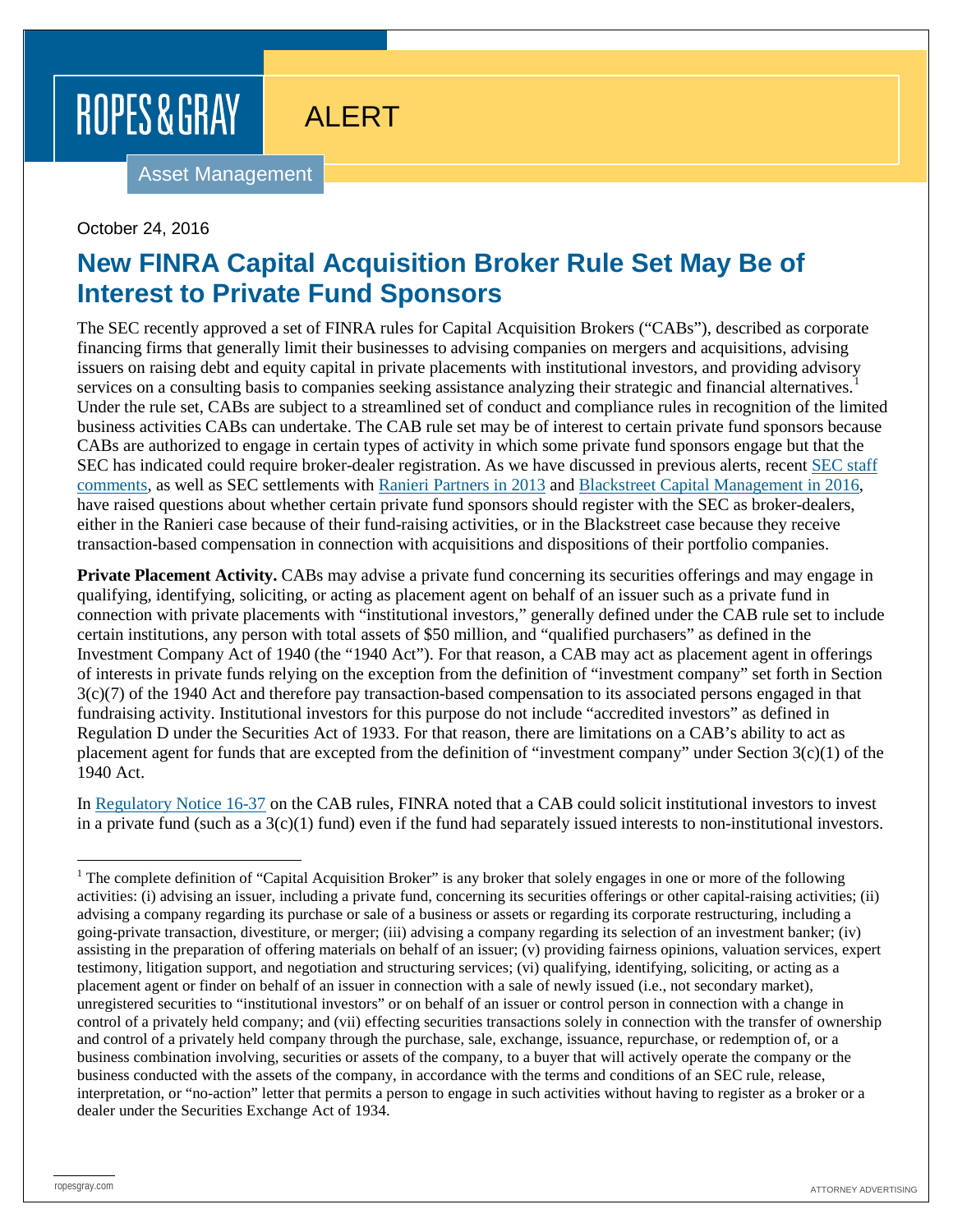ROPES & GRAY

ALERT

Asset Management

October 24, 2016

# New FINRA Capital Acquisition Broker Rule Set May Be of Interest to Private Fund Sponsors

The SEC recently approved a set of FINRA rules for Capital Acquisition Brokers ("CABs"), described as corporate financing firms that generally limit their businesses to advising companies on mergers and acquisitions, advising issuers on raising debt and equity capital in private placements with institutional investors, and providing advisory services on a consulting basis to companies seeking assistance analyzing their strategic and financial alternatives.[1] Under the rule set, CABs are subject to a streamlined set of conduct and compliance rules in recognition of the limited business activities CABs can undertake. The CAB rule set may be of interest to certain private fund sponsors because CABs are authorized to engage in certain types of activity in which some private fund sponsors engage but that the SEC has indicated could require broker-dealer registration. As we have discussed in previous alerts, recent SEC staff comments, as well as SEC settlements with Ranieri Partners in 2013 and Blackstreet Capital Management in 2016, have raised questions about whether certain private fund sponsors should register with the SEC as broker-dealers, either in the Ranieri case because of their fund-raising activities, or in the Blackstreet case because they receive transaction-based compensation in connection with acquisitions and dispositions of their portfolio companies.

**Private Placement Activity.** CABs may advise a private fund concerning its securities offerings and may engage in qualifying, identifying, soliciting, or acting as placement agent on behalf of an issuer such as a private fund in connection with private placements with "institutional investors," generally defined under the CAB rule set to include certain institutions, any person with total assets of \$50 million, and "qualified purchasers" as defined in the Investment Company Act of 1940 (the "1940 Act"). For that reason, a CAB may act as placement agent in offerings of interests in private funds relying on the exception from the definition of "investment company" set forth in Section 3(c)(7) of the 1940 Act and therefore pay transaction-based compensation to its associated persons engaged in that fundraising activity. Institutional investors for this purpose do not include "accredited investors" as defined in Regulation D under the Securities Act of 1933. For that reason, there are limitations on a CAB's ability to act as placement agent for funds that are excepted from the definition of "investment company" under Section 3(c)(1) of the 1940 Act.

In Regulatory Notice 16-37 on the CAB rules, FINRA noted that a CAB could solicit institutional investors to invest in a private fund (such as a 3(c)(1) fund) even if the fund had separately issued interests to non-institutional investors.

---

[1] The complete definition of "Capital Acquisition Broker" is any broker that solely engages in one or more of the following activities: (i) advising an issuer, including a private fund, concerning its securities offerings or other capital-raising activities; (ii) advising a company regarding its purchase or sale of a business or assets or regarding its corporate restructuring, including a going-private transaction, divestiture, or merger; (iii) advising a company regarding its selection of an investment banker; (iv) assisting in the preparation of offering materials on behalf of an issuer; (v) providing fairness opinions, valuation services, expert testimony, litigation support, and negotiation and structuring services; (vi) qualifying, identifying, soliciting, or acting as a placement agent or finder on behalf of an issuer in connection with a sale of newly issued (i.e., not secondary market), unregistered securities to "institutional investors" or on behalf of an issuer or control person in connection with a change in control of a privately held company; and (vii) effecting securities transactions solely in connection with the transfer of ownership and control of a privately held company through the purchase, sale, exchange, issuance, repurchase, or redemption of, or a business combination involving, securities or assets of the company, to a buyer that will actively operate the company or the business conducted with the assets of the company, in accordance with the terms and conditions of an SEC rule, release, interpretation, or "no-action" letter that permits a person to engage in such activities without having to register as a broker or a dealer under the Securities Exchange Act of 1934.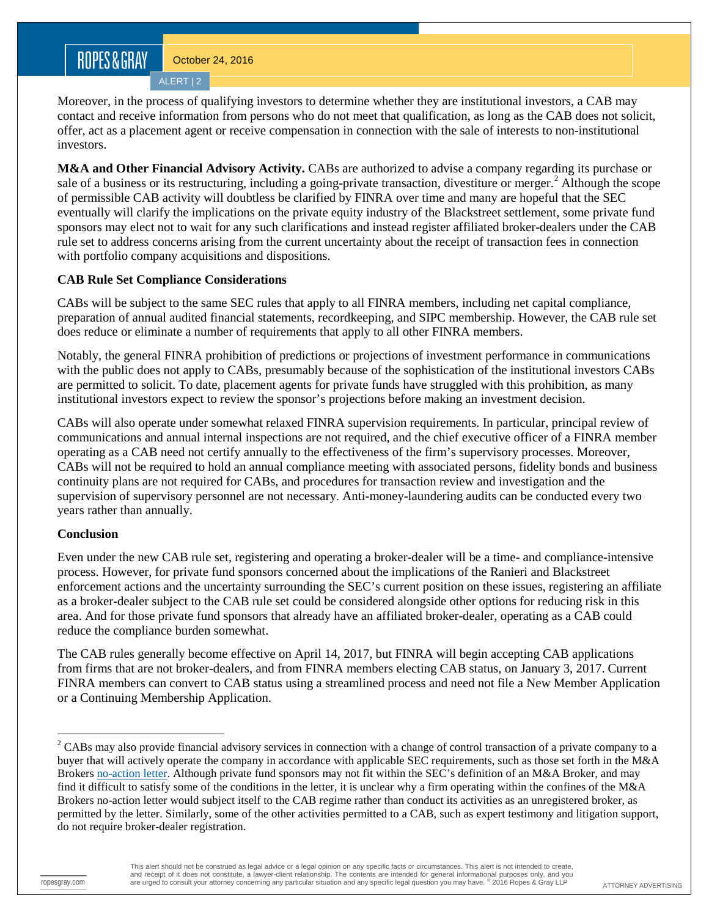Moreover, in the process of qualifying investors to determine whether they are institutional investors, a CAB may contact and receive information from persons who do not meet that qualification, as long as the CAB does not solicit, offer, act as a placement agent or receive compensation in connection with the sale of interests to non-institutional investors.

**M&A and Other Financial Advisory Activity.** CABs are authorized to advise a company regarding its purchase or sale of a business or its restructuring, including a going-private transaction, divestiture or merger.[2] Although the scope of permissible CAB activity will doubtless be clarified by FINRA over time and many are hopeful that the SEC eventually will clarify the implications on the private equity industry of the Blackstreet settlement, some private fund sponsors may elect not to wait for any such clarifications and instead register affiliated broker-dealers under the CAB rule set to address concerns arising from the current uncertainty about the receipt of transaction fees in connection with portfolio company acquisitions and dispositions.

**CAB Rule Set Compliance Considerations**

CABs will be subject to the same SEC rules that apply to all FINRA members, including net capital compliance, preparation of annual audited financial statements, recordkeeping, and SIPC membership. However, the CAB rule set does reduce or eliminate a number of requirements that apply to all other FINRA members.

Notably, the general FINRA prohibition of predictions or projections of investment performance in communications with the public does not apply to CABs, presumably because of the sophistication of the institutional investors CABs are permitted to solicit. To date, placement agents for private funds have struggled with this prohibition, as many institutional investors expect to review the sponsor's projections before making an investment decision.

CABs will also operate under somewhat relaxed FINRA supervision requirements. In particular, principal review of communications and annual internal inspections are not required, and the chief executive officer of a FINRA member operating as a CAB need not certify annually to the effectiveness of the firm's supervisory processes. Moreover, CABs will not be required to hold an annual compliance meeting with associated persons, fidelity bonds and business continuity plans are not required for CABs, and procedures for transaction review and investigation and the supervision of supervisory personnel are not necessary. Anti-money-laundering audits can be conducted every two years rather than annually.

**Conclusion**

Even under the new CAB rule set, registering and operating a broker-dealer will be a time- and compliance-intensive process. However, for private fund sponsors concerned about the implications of the Ranieri and Blackstreet enforcement actions and the uncertainty surrounding the SEC's current position on these issues, registering an affiliate as a broker-dealer subject to the CAB rule set could be considered alongside other options for reducing risk in this area. And for those private fund sponsors that already have an affiliated broker-dealer, operating as a CAB could reduce the compliance burden somewhat.

The CAB rules generally become effective on April 14, 2017, but FINRA will begin accepting CAB applications from firms that are not broker-dealers, and from FINRA members electing CAB status, on January 3, 2017. Current FINRA members can convert to CAB status using a streamlined process and need not file a New Member Application or a Continuing Membership Application.

---

[2] CABs may also provide financial advisory services in connection with a change of control transaction of a private company to a buyer that will actively operate the company in accordance with applicable SEC requirements, such as those set forth in the M&A Brokers no-action letter. Although private fund sponsors may not fit within the SEC's definition of an M&A Broker, and may find it difficult to satisfy some of the conditions in the letter, it is unclear why a firm operating within the confines of the M&A Brokers no-action letter would subject itself to the CAB regime rather than conduct its activities as an unregistered broker, as permitted by the letter. Similarly, some of the other activities permitted to a CAB, such as expert testimony and litigation support, do not require broker-dealer registration.

This alert should not be construed as legal advice or a legal opinion on any specific facts or circumstances. This alert is not intended to create, and receipt of it does not constitute, a lawyer-client relationship. The contents are intended for general informational purposes only, and you are urged to consult your attorney concerning any particular situation and any specific legal question you may have. © 2016 Ropes & Gray LLP

ATTORNEY ADVERTISING